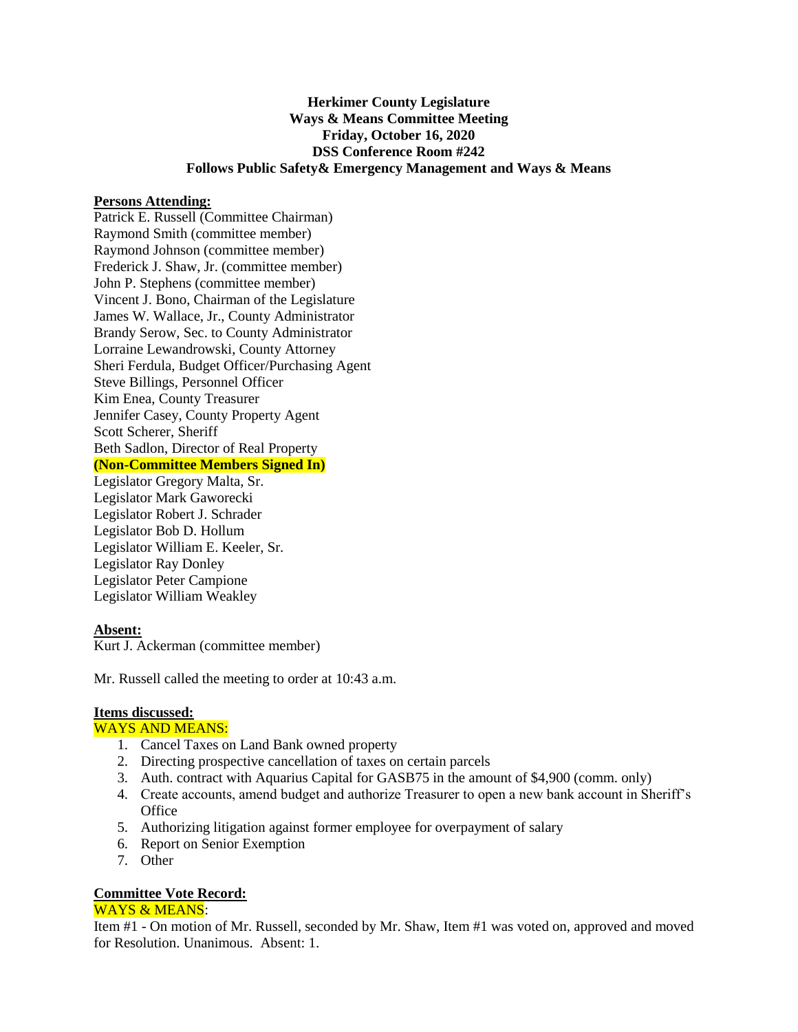**Herkimer County Legislature**
**Ways & Means Committee Meeting**
**Friday, October 16, 2020**
**DSS Conference Room #242**
**Follows Public Safety& Emergency Management and Ways & Means**

**Persons Attending:**

Patrick E. Russell (Committee Chairman)
Raymond Smith (committee member)
Raymond Johnson (committee member)
Frederick J. Shaw, Jr. (committee member)
John P. Stephens (committee member)
Vincent J. Bono, Chairman of the Legislature
James W. Wallace, Jr., County Administrator
Brandy Serow, Sec. to County Administrator
Lorraine Lewandrowski, County Attorney
Sheri Ferdula, Budget Officer/Purchasing Agent
Steve Billings, Personnel Officer
Kim Enea, County Treasurer
Jennifer Casey, County Property Agent
Scott Scherer, Sheriff
Beth Sadlon, Director of Real Property
**(Non-Committee Members Signed In)**
Legislator Gregory Malta, Sr.
Legislator Mark Gaworecki
Legislator Robert J. Schrader
Legislator Bob D. Hollum
Legislator William E. Keeler, Sr.
Legislator Ray Donley
Legislator Peter Campione
Legislator William Weakley

**Absent:**

Kurt J. Ackerman (committee member)

Mr. Russell called the meeting to order at 10:43 a.m.

**Items discussed:**

WAYS AND MEANS:

1. Cancel Taxes on Land Bank owned property
2. Directing prospective cancellation of taxes on certain parcels
3. Auth. contract with Aquarius Capital for GASB75 in the amount of $4,900 (comm. only)
4. Create accounts, amend budget and authorize Treasurer to open a new bank account in Sheriff's Office
5. Authorizing litigation against former employee for overpayment of salary
6. Report on Senior Exemption
7. Other

**Committee Vote Record:**

WAYS & MEANS:

Item #1 - On motion of Mr. Russell, seconded by Mr. Shaw, Item #1 was voted on, approved and moved for Resolution. Unanimous. Absent: 1.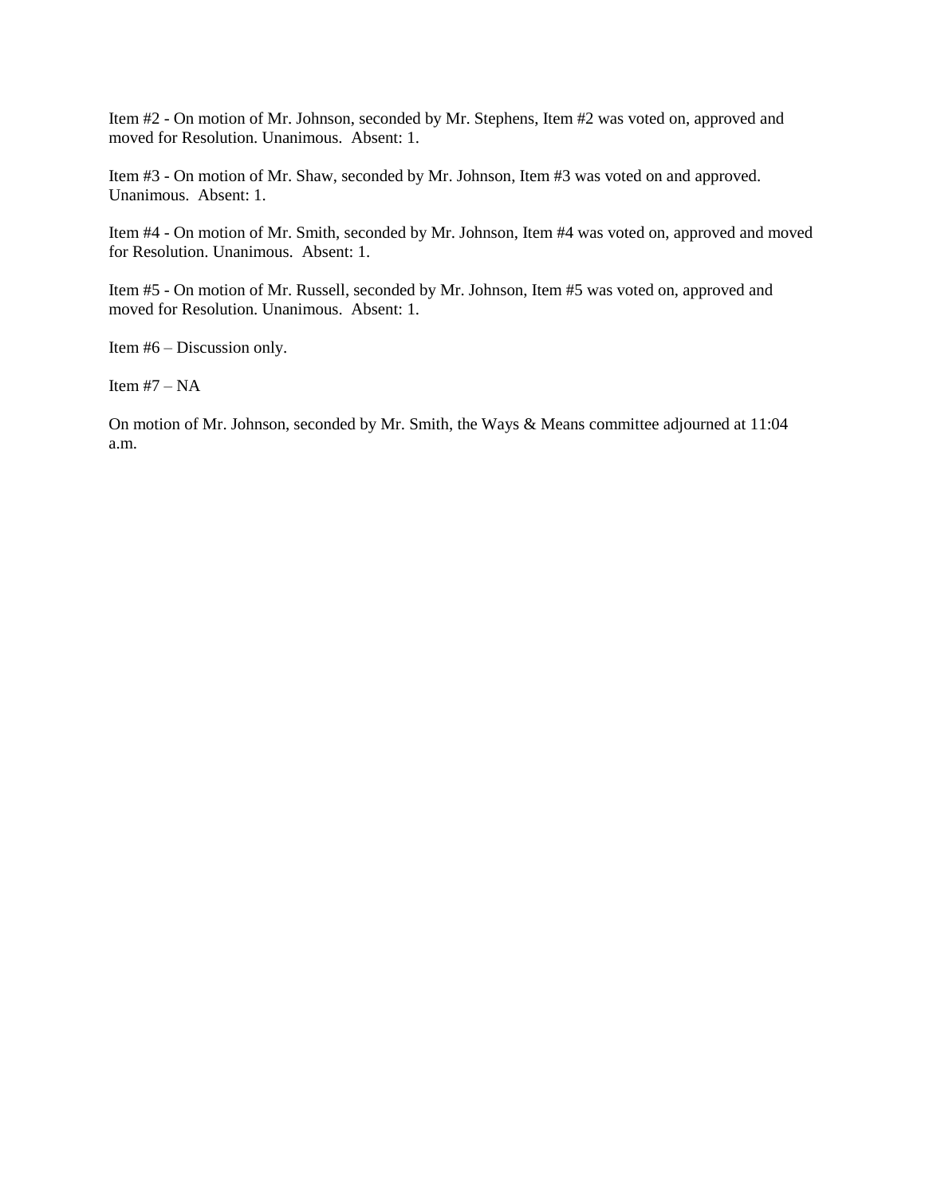Item #2 - On motion of Mr. Johnson, seconded by Mr. Stephens, Item #2 was voted on, approved and moved for Resolution. Unanimous. Absent: 1.

Item #3 - On motion of Mr. Shaw, seconded by Mr. Johnson, Item #3 was voted on and approved. Unanimous. Absent: 1.

Item #4 - On motion of Mr. Smith, seconded by Mr. Johnson, Item #4 was voted on, approved and moved for Resolution. Unanimous. Absent: 1.

Item #5 - On motion of Mr. Russell, seconded by Mr. Johnson, Item #5 was voted on, approved and moved for Resolution. Unanimous. Absent: 1.

Item #6 – Discussion only.

Item #7 – NA

On motion of Mr. Johnson, seconded by Mr. Smith, the Ways & Means committee adjourned at 11:04 a.m.